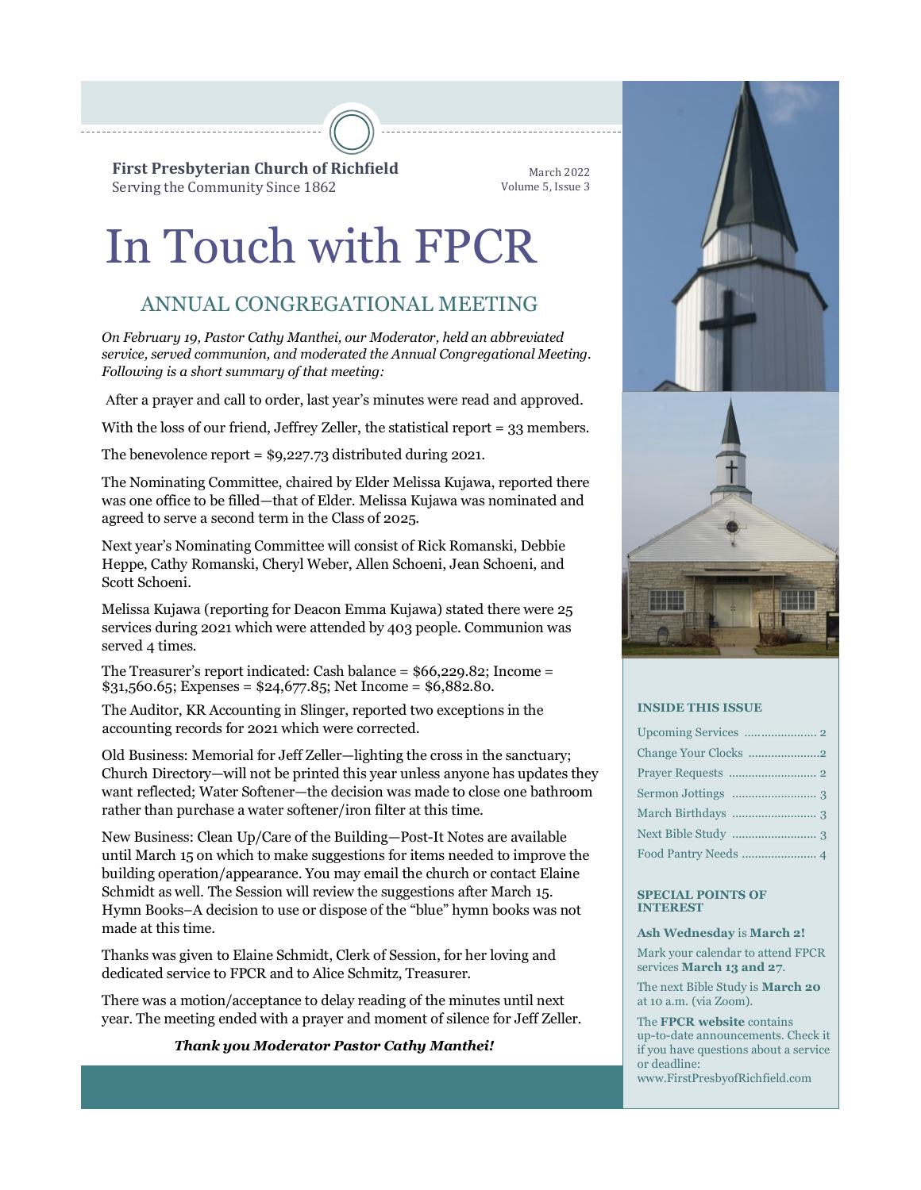**First Presbyterian Church of Richfield**
Serving the Community Since 1862

March 2022
Volume 5, Issue 3

# In Touch with FPCR

## ANNUAL CONGREGATIONAL MEETING

*On February 19, Pastor Cathy Manthei, our Moderator, held an abbreviated service, served communion, and moderated the Annual Congregational Meeting. Following is a short summary of that meeting:*

After a prayer and call to order, last year's minutes were read and approved.

With the loss of our friend, Jeffrey Zeller, the statistical report = 33 members.

The benevolence report = $9,227.73 distributed during 2021.

The Nominating Committee, chaired by Elder Melissa Kujawa, reported there was one office to be filled—that of Elder. Melissa Kujawa was nominated and agreed to serve a second term in the Class of 2025.

Next year's Nominating Committee will consist of Rick Romanski, Debbie Heppe, Cathy Romanski, Cheryl Weber, Allen Schoeni, Jean Schoeni, and Scott Schoeni.

Melissa Kujawa (reporting for Deacon Emma Kujawa) stated there were 25 services during 2021 which were attended by 403 people. Communion was served 4 times.

The Treasurer's report indicated: Cash balance = $66,229.82; Income = $31,560.65; Expenses = $24,677.85; Net Income = $6,882.80.

The Auditor, KR Accounting in Slinger, reported two exceptions in the accounting records for 2021 which were corrected.

Old Business: Memorial for Jeff Zeller—lighting the cross in the sanctuary; Church Directory—will not be printed this year unless anyone has updates they want reflected; Water Softener—the decision was made to close one bathroom rather than purchase a water softener/iron filter at this time.

New Business: Clean Up/Care of the Building—Post-It Notes are available until March 15 on which to make suggestions for items needed to improve the building operation/appearance. You may email the church or contact Elaine Schmidt as well. The Session will review the suggestions after March 15. Hymn Books–A decision to use or dispose of the "blue" hymn books was not made at this time.

Thanks was given to Elaine Schmidt, Clerk of Session, for her loving and dedicated service to FPCR and to Alice Schmitz, Treasurer.

There was a motion/acceptance to delay reading of the minutes until next year. The meeting ended with a prayer and moment of silence for Jeff Zeller.

***Thank you Moderator Pastor Cathy Manthei!***

### INSIDE THIS ISSUE

- Upcoming Services ..... 2
- Change Your Clocks ..... 2
- Prayer Requests ..... 2
- Sermon Jottings ..... 3
- March Birthdays ..... 3
- Next Bible Study ..... 3
- Food Pantry Needs ..... 4

### SPECIAL POINTS OF INTEREST

**Ash Wednesday** is **March 2!**

Mark your calendar to attend FPCR services **March 13 and 27**.

The next Bible Study is **March 20** at 10 a.m. (via Zoom).

The **FPCR website** contains up-to-date announcements. Check it if you have questions about a service or deadline: www.FirstPresbyofRichfield.com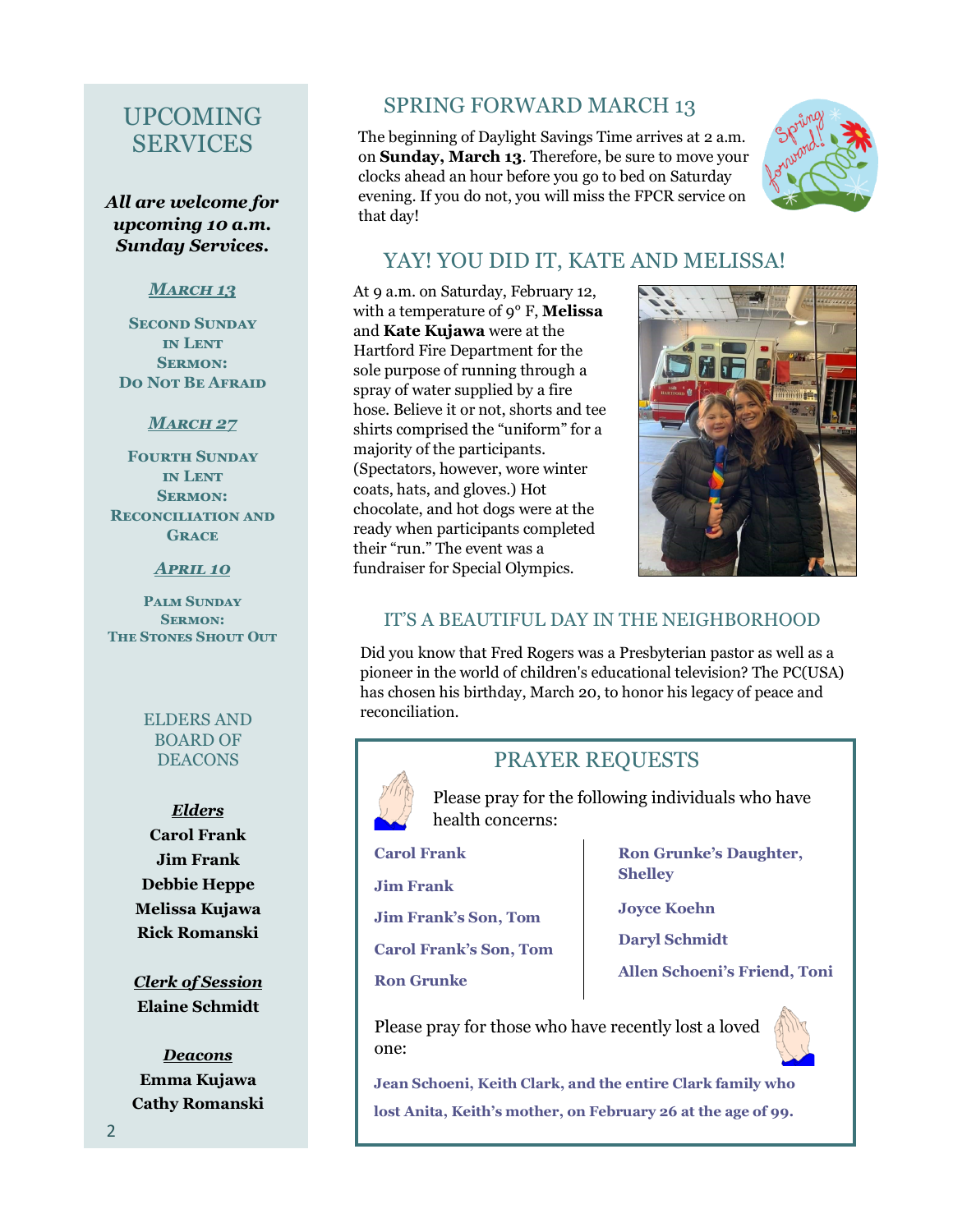## UPCOMING SERVICES

***All are welcome for upcoming 10 a.m. Sunday Services.***

***March 13***

**Second Sunday in Lent**
**Sermon:**
**Do Not Be Afraid**

***March 27***

**Fourth Sunday in Lent**
**Sermon:**
**Reconciliation and Grace**

***April 10***

**Palm Sunday**
**Sermon:**
**The Stones Shout Out**

## ELDERS AND BOARD OF DEACONS

***Elders***

**Carol Frank**
**Jim Frank**
**Debbie Heppe**
**Melissa Kujawa**
**Rick Romanski**

***Clerk of Session***

**Elaine Schmidt**

***Deacons***

**Emma Kujawa**
**Cathy Romanski**

## SPRING FORWARD MARCH 13

The beginning of Daylight Savings Time arrives at 2 a.m. on **Sunday, March 13**. Therefore, be sure to move your clocks ahead an hour before you go to bed on Saturday evening. If you do not, you will miss the FPCR service on that day!

## YAY! YOU DID IT, KATE AND MELISSA!

At 9 a.m. on Saturday, February 12, with a temperature of 9° F, **Melissa** and **Kate Kujawa** were at the Hartford Fire Department for the sole purpose of running through a spray of water supplied by a fire hose. Believe it or not, shorts and tee shirts comprised the "uniform" for a majority of the participants. (Spectators, however, wore winter coats, hats, and gloves.) Hot chocolate, and hot dogs were at the ready when participants completed their "run." The event was a fundraiser for Special Olympics.

## IT'S A BEAUTIFUL DAY IN THE NEIGHBORHOOD

Did you know that Fred Rogers was a Presbyterian pastor as well as a pioneer in the world of children's educational television? The PC(USA) has chosen his birthday, March 20, to honor his legacy of peace and reconciliation.

## PRAYER REQUESTS

Please pray for the following individuals who have health concerns:

**Carol Frank**

**Jim Frank**

**Jim Frank's Son, Tom**

**Carol Frank's Son, Tom**

**Ron Grunke**

**Ron Grunke's Daughter, Shelley**

**Joyce Koehn**

**Daryl Schmidt**

**Allen Schoeni's Friend, Toni**

Please pray for those who have recently lost a loved one:

**Jean Schoeni, Keith Clark, and the entire Clark family who lost Anita, Keith's mother, on February 26 at the age of 99.**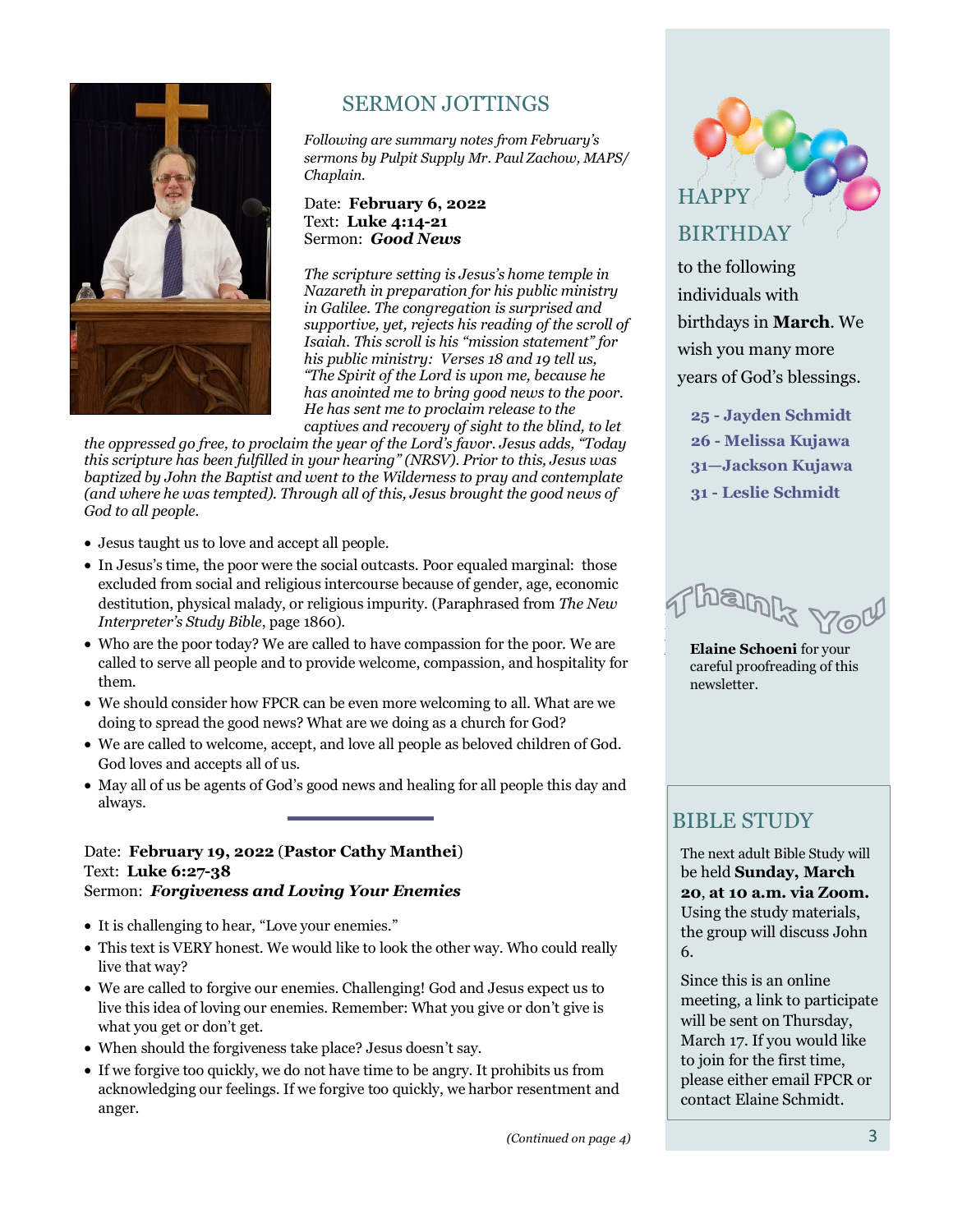## SERMON JOTTINGS

*Following are summary notes from February's sermons by Pulpit Supply Mr. Paul Zachow, MAPS/ Chaplain.*

Date: **February 6, 2022**
Text: **Luke 4:14-21**
Sermon: ***Good News***

*The scripture setting is Jesus's home temple in Nazareth in preparation for his public ministry in Galilee. The congregation is surprised and supportive, yet, rejects his reading of the scroll of Isaiah. This scroll is his "mission statement" for his public ministry: Verses 18 and 19 tell us, "The Spirit of the Lord is upon me, because he has anointed me to bring good news to the poor. He has sent me to proclaim release to the captives and recovery of sight to the blind, to let the oppressed go free, to proclaim the year of the Lord's favor. Jesus adds, "Today this scripture has been fulfilled in your hearing" (NRSV). Prior to this, Jesus was baptized by John the Baptist and went to the Wilderness to pray and contemplate (and where he was tempted). Through all of this, Jesus brought the good news of God to all people.*

- Jesus taught us to love and accept all people.
- In Jesus's time, the poor were the social outcasts. Poor equaled marginal: those excluded from social and religious intercourse because of gender, age, economic destitution, physical malady, or religious impurity. (Paraphrased from *The New Interpreter's Study Bible*, page 1860).
- Who are the poor today? We are called to have compassion for the poor. We are called to serve all people and to provide welcome, compassion, and hospitality for them.
- We should consider how FPCR can be even more welcoming to all. What are we doing to spread the good news? What are we doing as a church for God?
- We are called to welcome, accept, and love all people as beloved children of God. God loves and accepts all of us.
- May all of us be agents of God's good news and healing for all people this day and always.

---

Date: **February 19, 2022** (**Pastor Cathy Manthei**)
Text: **Luke 6:27-38**
Sermon: ***Forgiveness and Loving Your Enemies***

- It is challenging to hear, "Love your enemies."
- This text is VERY honest. We would like to look the other way. Who could really live that way?
- We are called to forgive our enemies. Challenging! God and Jesus expect us to live this idea of loving our enemies. Remember: What you give or don't give is what you get or don't get.
- When should the forgiveness take place? Jesus doesn't say.
- If we forgive too quickly, we do not have time to be angry. It prohibits us from acknowledging our feelings. If we forgive too quickly, we harbor resentment and anger.

*(Continued on page 4)*

## HAPPY BIRTHDAY

to the following individuals with birthdays in **March**. We wish you many more years of God's blessings.

**25 - Jayden Schmidt**
**26 - Melissa Kujawa**
**31—Jackson Kujawa**
**31 - Leslie Schmidt**

## Thank You

**Elaine Schoeni** for your careful proofreading of this newsletter.

## BIBLE STUDY

The next adult Bible Study will be held **Sunday, March 20, at 10 a.m. via Zoom.** Using the study materials, the group will discuss John 6.

Since this is an online meeting, a link to participate will be sent on Thursday, March 17. If you would like to join for the first time, please either email FPCR or contact Elaine Schmidt.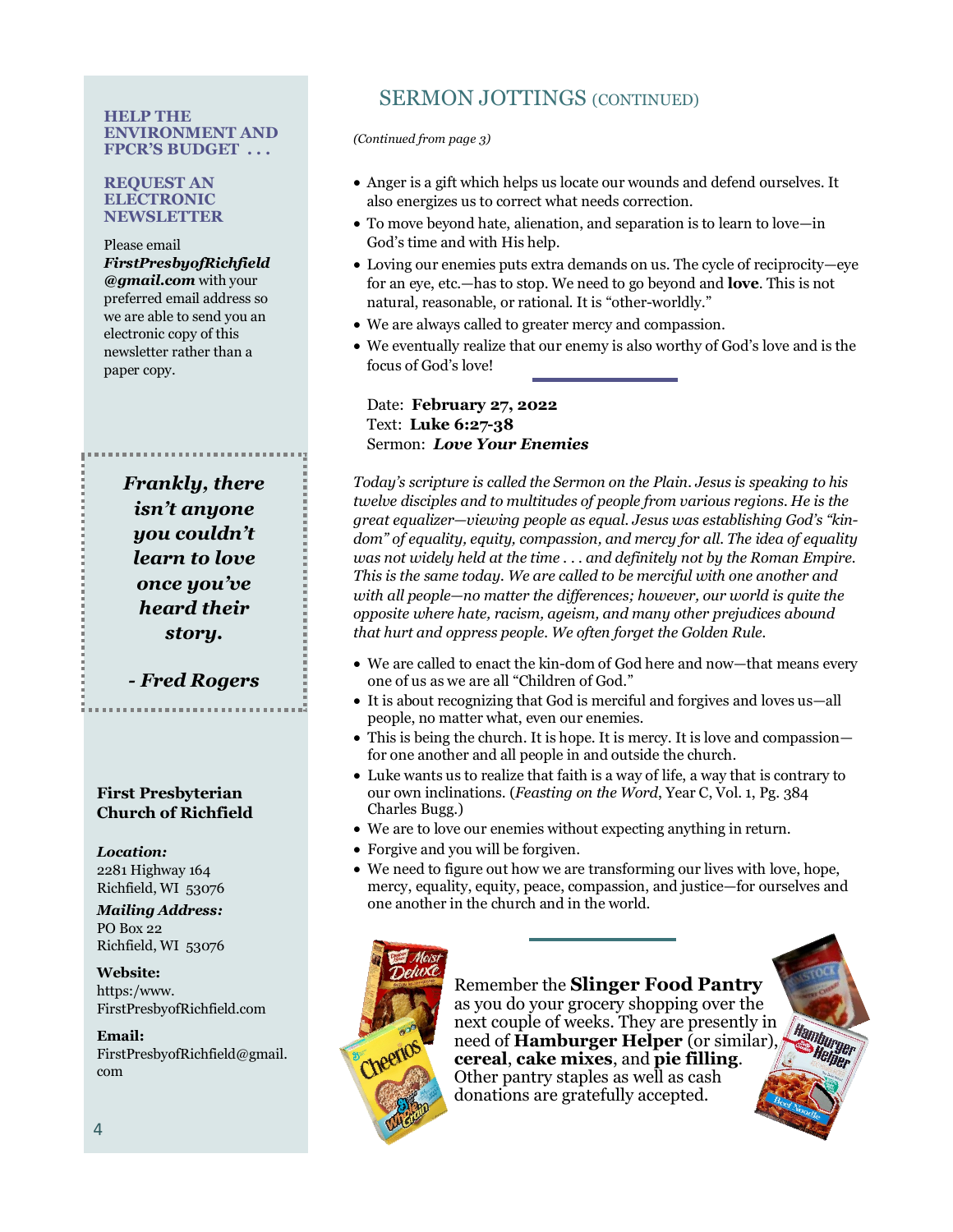## SERMON JOTTINGS (CONTINUED)

*(Continued from page 3)*

- Anger is a gift which helps us locate our wounds and defend ourselves. It also energizes us to correct what needs correction.
- To move beyond hate, alienation, and separation is to learn to love—in God's time and with His help.
- Loving our enemies puts extra demands on us. The cycle of reciprocity—eye for an eye, etc.—has to stop. We need to go beyond and **love**. This is not natural, reasonable, or rational. It is "other-worldly."
- We are always called to greater mercy and compassion.
- We eventually realize that our enemy is also worthy of God's love and is the focus of God's love!

Date: **February 27, 2022**
Text: **Luke 6:27-38**
Sermon: ***Love Your Enemies***

*Today's scripture is called the Sermon on the Plain. Jesus is speaking to his twelve disciples and to multitudes of people from various regions. He is the great equalizer—viewing people as equal. Jesus was establishing God's "kin-dom" of equality, equity, compassion, and mercy for all. The idea of equality was not widely held at the time . . . and definitely not by the Roman Empire. This is the same today. We are called to be merciful with one another and with all people—no matter the differences; however, our world is quite the opposite where hate, racism, ageism, and many other prejudices abound that hurt and oppress people. We often forget the Golden Rule.*

- We are called to enact the kin-dom of God here and now—that means every one of us as we are all "Children of God."
- It is about recognizing that God is merciful and forgives and loves us—all people, no matter what, even our enemies.
- This is being the church. It is hope. It is mercy. It is love and compassion—for one another and all people in and outside the church.
- Luke wants us to realize that faith is a way of life, a way that is contrary to our own inclinations. (*Feasting on the Word*, Year C, Vol. 1, Pg. 384 Charles Bugg.)
- We are to love our enemies without expecting anything in return.
- Forgive and you will be forgiven.
- We need to figure out how we are transforming our lives with love, hope, mercy, equality, equity, peace, compassion, and justice—for ourselves and one another in the church and in the world.

Remember the **Slinger Food Pantry** as you do your grocery shopping over the next couple of weeks. They are presently in need of **Hamburger Helper** (or similar), **cereal**, **cake mixes**, and **pie filling**. Other pantry staples as well as cash donations are gratefully accepted.

### HELP THE ENVIRONMENT AND FPCR'S BUDGET . . .

### REQUEST AN ELECTRONIC NEWSLETTER

Please email ***FirstPresbyofRichfield@gmail.com*** with your preferred email address so we are able to send you an electronic copy of this newsletter rather than a paper copy.

***Frankly, there isn't anyone you couldn't learn to love once you've heard their story.***

***- Fred Rogers***

**First Presbyterian Church of Richfield**

***Location:***
2281 Highway 164
Richfield, WI 53076

***Mailing Address:***
PO Box 22
Richfield, WI 53076

**Website:**
https:/www.FirstPresbyofRichfield.com

**Email:**
FirstPresbyofRichfield@gmail.com